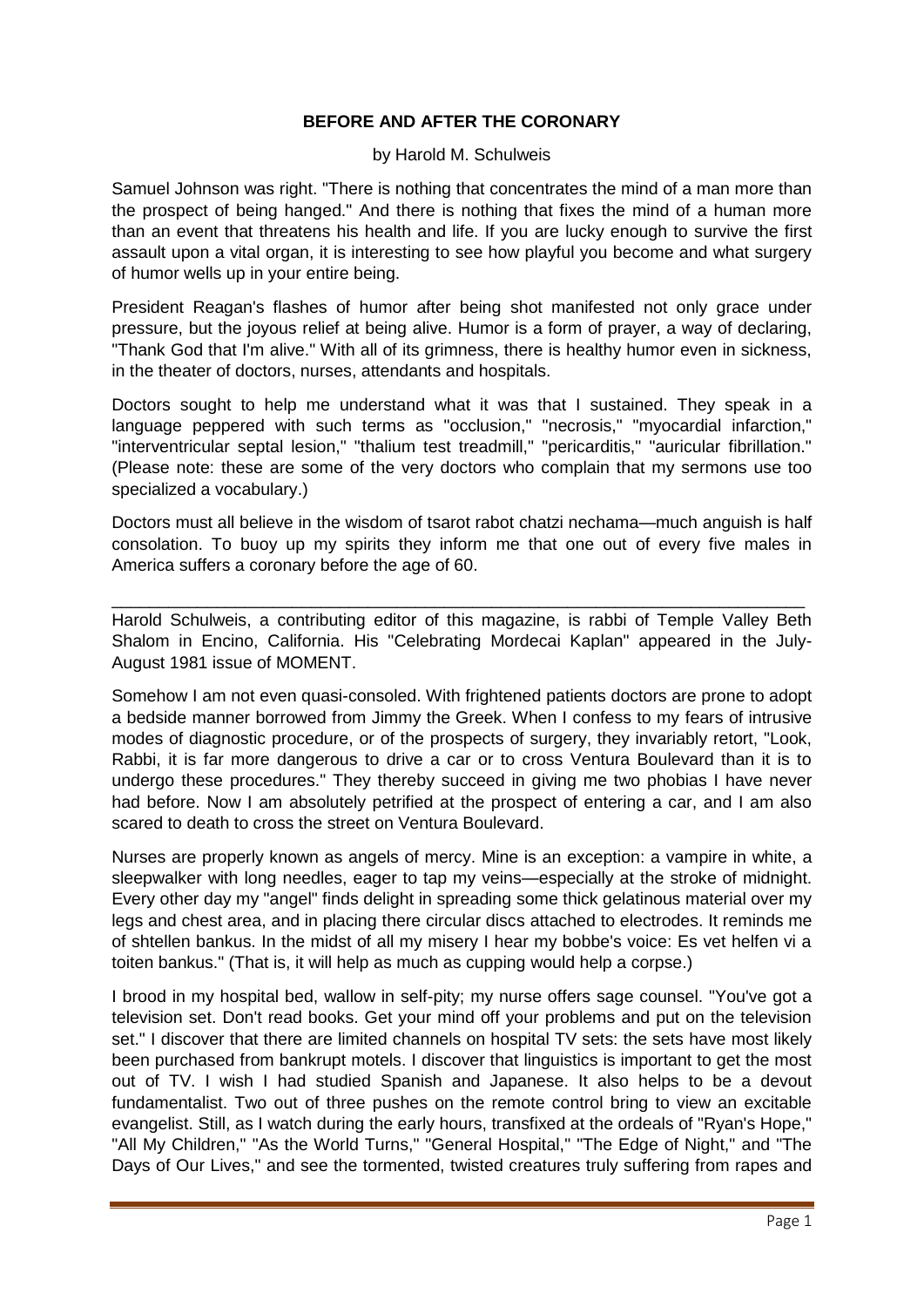# BEFORE AND AFTER THE CORONARY

by Harold M. Schulweis

Samuel Johnson was right. "There is nothing that concentrates the mind of a man more than the prospect of being hanged." And there is nothing that fixes the mind of a human more than an event that threatens his health and life. If you are lucky enough to survive the first assault upon a vital organ, it is interesting to see how playful you become and what surgery of humor wells up in your entire being.

President Reagan's flashes of humor after being shot manifested not only grace under pressure, but the joyous relief at being alive. Humor is a form of prayer, a way of declaring, "Thank God that I'm alive." With all of its grimness, there is healthy humor even in sickness, in the theater of doctors, nurses, attendants and hospitals.

Doctors sought to help me understand what it was that I sustained. They speak in a language peppered with such terms as "occlusion," "necrosis," "myocardial infarction," "interventricular septal lesion," "thalium test treadmill," "pericarditis," "auricular fibrillation." (Please note: these are some of the very doctors who complain that my sermons use too specialized a vocabulary.)

Doctors must all believe in the wisdom of tsarot rabot chatzi nechama—much anguish is half consolation. To buoy up my spirits they inform me that one out of every five males in America suffers a coronary before the age of 60.

---

Harold Schulweis, a contributing editor of this magazine, is rabbi of Temple Valley Beth Shalom in Encino, California. His "Celebrating Mordecai Kaplan" appeared in the July-August 1981 issue of MOMENT.

Somehow I am not even quasi-consoled. With frightened patients doctors are prone to adopt a bedside manner borrowed from Jimmy the Greek. When I confess to my fears of intrusive modes of diagnostic procedure, or of the prospects of surgery, they invariably retort, "Look, Rabbi, it is far more dangerous to drive a car or to cross Ventura Boulevard than it is to undergo these procedures." They thereby succeed in giving me two phobias I have never had before. Now I am absolutely petrified at the prospect of entering a car, and I am also scared to death to cross the street on Ventura Boulevard.

Nurses are properly known as angels of mercy. Mine is an exception: a vampire in white, a sleepwalker with long needles, eager to tap my veins—especially at the stroke of midnight. Every other day my "angel" finds delight in spreading some thick gelatinous material over my legs and chest area, and in placing there circular discs attached to electrodes. It reminds me of shtellen bankus. In the midst of all my misery I hear my bobbe's voice: Es vet helfen vi a toiten bankus." (That is, it will help as much as cupping would help a corpse.)

I brood in my hospital bed, wallow in self-pity; my nurse offers sage counsel. "You've got a television set. Don't read books. Get your mind off your problems and put on the television set." I discover that there are limited channels on hospital TV sets: the sets have most likely been purchased from bankrupt motels. I discover that linguistics is important to get the most out of TV. I wish I had studied Spanish and Japanese. It also helps to be a devout fundamentalist. Two out of three pushes on the remote control bring to view an excitable evangelist. Still, as I watch during the early hours, transfixed at the ordeals of "Ryan's Hope," "All My Children," "As the World Turns," "General Hospital," "The Edge of Night," and "The Days of Our Lives," and see the tormented, twisted creatures truly suffering from rapes and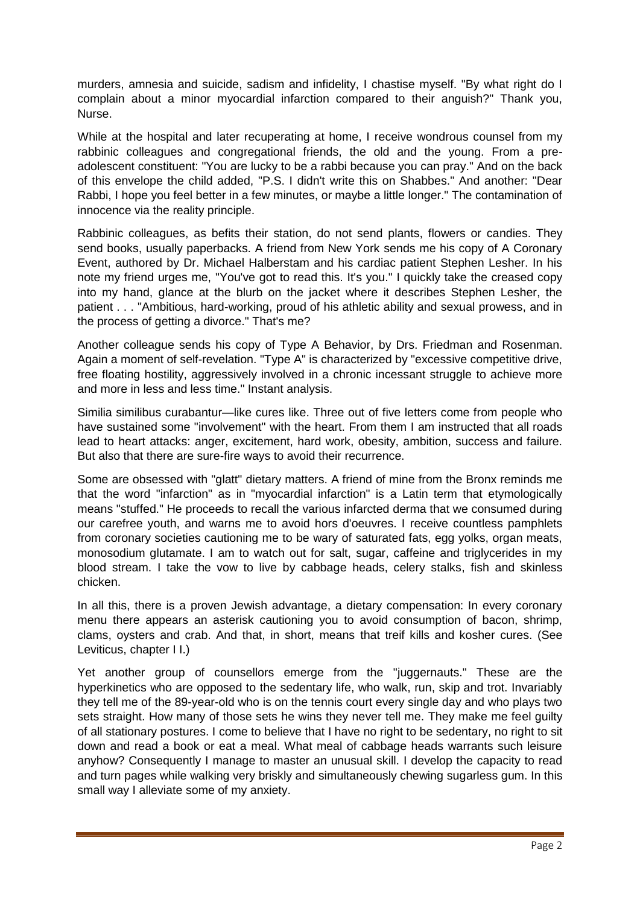murders, amnesia and suicide, sadism and infidelity, I chastise myself. "By what right do I complain about a minor myocardial infarction compared to their anguish?" Thank you, Nurse.

While at the hospital and later recuperating at home, I receive wondrous counsel from my rabbinic colleagues and congregational friends, the old and the young. From a pre-adolescent constituent: "You are lucky to be a rabbi because you can pray." And on the back of this envelope the child added, "P.S. I didn't write this on Shabbes." And another: "Dear Rabbi, I hope you feel better in a few minutes, or maybe a little longer." The contamination of innocence via the reality principle.

Rabbinic colleagues, as befits their station, do not send plants, flowers or candies. They send books, usually paperbacks. A friend from New York sends me his copy of A Coronary Event, authored by Dr. Michael Halberstam and his cardiac patient Stephen Lesher. In his note my friend urges me, "You've got to read this. It's you." I quickly take the creased copy into my hand, glance at the blurb on the jacket where it describes Stephen Lesher, the patient . . . "Ambitious, hard-working, proud of his athletic ability and sexual prowess, and in the process of getting a divorce." That's me?

Another colleague sends his copy of Type A Behavior, by Drs. Friedman and Rosenman. Again a moment of self-revelation. "Type A" is characterized by "excessive competitive drive, free floating hostility, aggressively involved in a chronic incessant struggle to achieve more and more in less and less time." Instant analysis.

Similia similibus curabantur—like cures like. Three out of five letters come from people who have sustained some "involvement" with the heart. From them I am instructed that all roads lead to heart attacks: anger, excitement, hard work, obesity, ambition, success and failure. But also that there are sure-fire ways to avoid their recurrence.

Some are obsessed with "glatt" dietary matters. A friend of mine from the Bronx reminds me that the word "infarction" as in "myocardial infarction" is a Latin term that etymologically means "stuffed." He proceeds to recall the various infarcted derma that we consumed during our carefree youth, and warns me to avoid hors d'oeuvres. I receive countless pamphlets from coronary societies cautioning me to be wary of saturated fats, egg yolks, organ meats, monosodium glutamate. I am to watch out for salt, sugar, caffeine and triglycerides in my blood stream. I take the vow to live by cabbage heads, celery stalks, fish and skinless chicken.

In all this, there is a proven Jewish advantage, a dietary compensation: In every coronary menu there appears an asterisk cautioning you to avoid consumption of bacon, shrimp, clams, oysters and crab. And that, in short, means that treif kills and kosher cures. (See Leviticus, chapter I I.)

Yet another group of counsellors emerge from the "juggernauts." These are the hyperkinetics who are opposed to the sedentary life, who walk, run, skip and trot. Invariably they tell me of the 89-year-old who is on the tennis court every single day and who plays two sets straight. How many of those sets he wins they never tell me. They make me feel guilty of all stationary postures. I come to believe that I have no right to be sedentary, no right to sit down and read a book or eat a meal. What meal of cabbage heads warrants such leisure anyhow? Consequently I manage to master an unusual skill. I develop the capacity to read and turn pages while walking very briskly and simultaneously chewing sugarless gum. In this small way I alleviate some of my anxiety.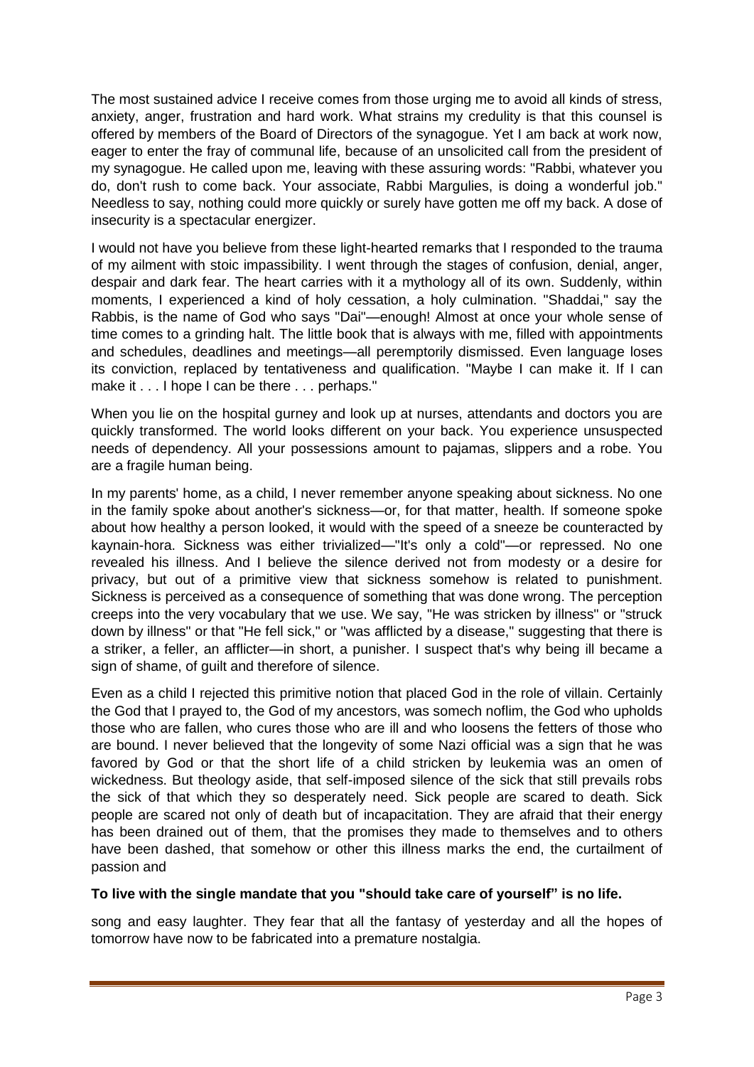The most sustained advice I receive comes from those urging me to avoid all kinds of stress, anxiety, anger, frustration and hard work. What strains my credulity is that this counsel is offered by members of the Board of Directors of the synagogue. Yet I am back at work now, eager to enter the fray of communal life, because of an unsolicited call from the president of my synagogue. He called upon me, leaving with these assuring words: "Rabbi, whatever you do, don't rush to come back. Your associate, Rabbi Margulies, is doing a wonderful job." Needless to say, nothing could more quickly or surely have gotten me off my back. A dose of insecurity is a spectacular energizer.

I would not have you believe from these light-hearted remarks that I responded to the trauma of my ailment with stoic impassibility. I went through the stages of confusion, denial, anger, despair and dark fear. The heart carries with it a mythology all of its own. Suddenly, within moments, I experienced a kind of holy cessation, a holy culmination. "Shaddai," say the Rabbis, is the name of God who says "Dai"—enough! Almost at once your whole sense of time comes to a grinding halt. The little book that is always with me, filled with appointments and schedules, deadlines and meetings—all peremptorily dismissed. Even language loses its conviction, replaced by tentativeness and qualification. "Maybe I can make it. If I can make it . . . I hope I can be there . . . perhaps."

When you lie on the hospital gurney and look up at nurses, attendants and doctors you are quickly transformed. The world looks different on your back. You experience unsuspected needs of dependency. All your possessions amount to pajamas, slippers and a robe. You are a fragile human being.

In my parents' home, as a child, I never remember anyone speaking about sickness. No one in the family spoke about another's sickness—or, for that matter, health. If someone spoke about how healthy a person looked, it would with the speed of a sneeze be counteracted by kaynain-hora. Sickness was either trivialized—"It's only a cold"—or repressed. No one revealed his illness. And I believe the silence derived not from modesty or a desire for privacy, but out of a primitive view that sickness somehow is related to punishment. Sickness is perceived as a consequence of something that was done wrong. The perception creeps into the very vocabulary that we use. We say, "He was stricken by illness" or "struck down by illness" or that "He fell sick," or "was afflicted by a disease," suggesting that there is a striker, a feller, an afflicter—in short, a punisher. I suspect that's why being ill became a sign of shame, of guilt and therefore of silence.

Even as a child I rejected this primitive notion that placed God in the role of villain. Certainly the God that I prayed to, the God of my ancestors, was somech noflim, the God who upholds those who are fallen, who cures those who are ill and who loosens the fetters of those who are bound. I never believed that the longevity of some Nazi official was a sign that he was favored by God or that the short life of a child stricken by leukemia was an omen of wickedness. But theology aside, that self-imposed silence of the sick that still prevails robs the sick of that which they so desperately need. Sick people are scared to death. Sick people are scared not only of death but of incapacitation. They are afraid that their energy has been drained out of them, that the promises they made to themselves and to others have been dashed, that somehow or other this illness marks the end, the curtailment of passion and song and easy laughter. They fear that all the fantasy of yesterday and all the hopes of tomorrow have now to be fabricated into a premature nostalgia.

**To live with the single mandate that you "should take care of yourself" is no life.**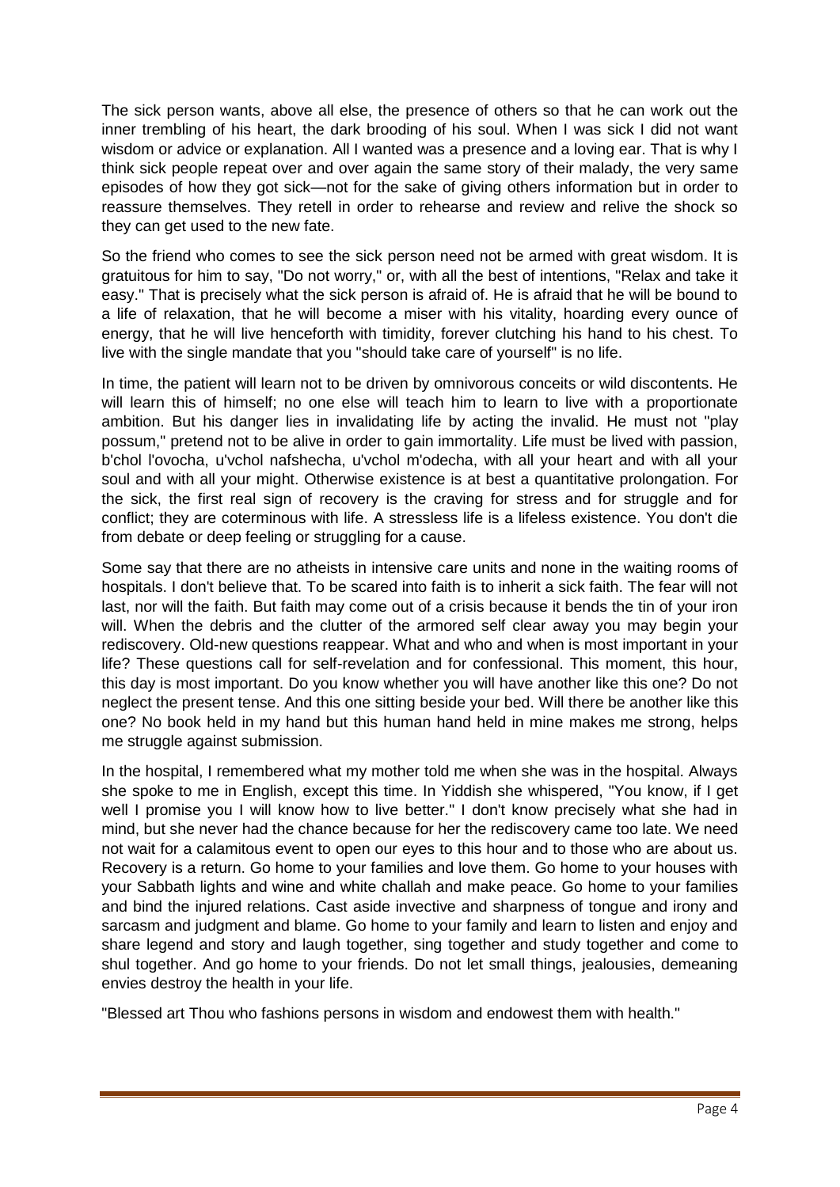The sick person wants, above all else, the presence of others so that he can work out the inner trembling of his heart, the dark brooding of his soul. When I was sick I did not want wisdom or advice or explanation. All I wanted was a presence and a loving ear. That is why I think sick people repeat over and over again the same story of their malady, the very same episodes of how they got sick—not for the sake of giving others information but in order to reassure themselves. They retell in order to rehearse and review and relive the shock so they can get used to the new fate.

So the friend who comes to see the sick person need not be armed with great wisdom. It is gratuitous for him to say, "Do not worry," or, with all the best of intentions, "Relax and take it easy." That is precisely what the sick person is afraid of. He is afraid that he will be bound to a life of relaxation, that he will become a miser with his vitality, hoarding every ounce of energy, that he will live henceforth with timidity, forever clutching his hand to his chest. To live with the single mandate that you "should take care of yourself" is no life.

In time, the patient will learn not to be driven by omnivorous conceits or wild discontents. He will learn this of himself; no one else will teach him to learn to live with a proportionate ambition. But his danger lies in invalidating life by acting the invalid. He must not "play possum," pretend not to be alive in order to gain immortality. Life must be lived with passion, b'chol l'ovocha, u'vchol nafshecha, u'vchol m'odecha, with all your heart and with all your soul and with all your might. Otherwise existence is at best a quantitative prolongation. For the sick, the first real sign of recovery is the craving for stress and for struggle and for conflict; they are coterminous with life. A stressless life is a lifeless existence. You don't die from debate or deep feeling or struggling for a cause.

Some say that there are no atheists in intensive care units and none in the waiting rooms of hospitals. I don't believe that. To be scared into faith is to inherit a sick faith. The fear will not last, nor will the faith. But faith may come out of a crisis because it bends the tin of your iron will. When the debris and the clutter of the armored self clear away you may begin your rediscovery. Old-new questions reappear. What and who and when is most important in your life? These questions call for self-revelation and for confessional. This moment, this hour, this day is most important. Do you know whether you will have another like this one? Do not neglect the present tense. And this one sitting beside your bed. Will there be another like this one? No book held in my hand but this human hand held in mine makes me strong, helps me struggle against submission.

In the hospital, I remembered what my mother told me when she was in the hospital. Always she spoke to me in English, except this time. In Yiddish she whispered, "You know, if I get well I promise you I will know how to live better." I don't know precisely what she had in mind, but she never had the chance because for her the rediscovery came too late. We need not wait for a calamitous event to open our eyes to this hour and to those who are about us. Recovery is a return. Go home to your families and love them. Go home to your houses with your Sabbath lights and wine and white challah and make peace. Go home to your families and bind the injured relations. Cast aside invective and sharpness of tongue and irony and sarcasm and judgment and blame. Go home to your family and learn to listen and enjoy and share legend and story and laugh together, sing together and study together and come to shul together. And go home to your friends. Do not let small things, jealousies, demeaning envies destroy the health in your life.

"Blessed art Thou who fashions persons in wisdom and endowest them with health."